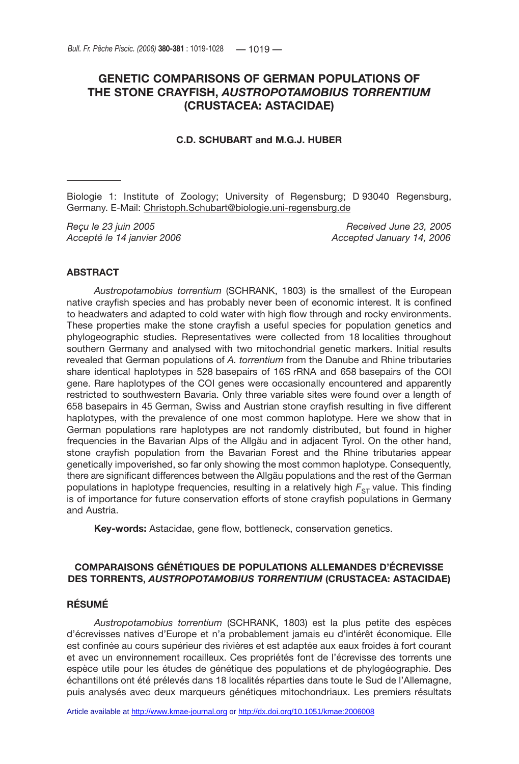# GENETIC COMPARISONS OF GERMAN POPULATIONS OF THE STONE CRAYFISH, *AUSTROPOTAMOBIUS TORRENTIUM* (CRUSTACEA: ASTACIDAE)

**C.D. SCHUBART and M.G.J. HUBER**

---

Biologie 1: Institute of Zoology; University of Regensburg; D 93040 Regensburg, Germany. E-Mail: Christoph.Schubart@biologie.uni-regensburg.de

*Reçu le 23 juin 2005* | *Received June 23, 2005*
*Accepté le 14 janvier 2006* | *Accepted January 14, 2006*

## ABSTRACT

*Austropotamobius torrentium* (SCHRANK, 1803) is the smallest of the European native crayfish species and has probably never been of economic interest. It is confined to headwaters and adapted to cold water with high flow through and rocky environments. These properties make the stone crayfish a useful species for population genetics and phylogeographic studies. Representatives were collected from 18 localities throughout southern Germany and analysed with two mitochondrial genetic markers. Initial results revealed that German populations of *A. torrentium* from the Danube and Rhine tributaries share identical haplotypes in 528 basepairs of 16S rRNA and 658 basepairs of the COI gene. Rare haplotypes of the COI genes were occasionally encountered and apparently restricted to southwestern Bavaria. Only three variable sites were found over a length of 658 basepairs in 45 German, Swiss and Austrian stone crayfish resulting in five different haplotypes, with the prevalence of one most common haplotype. Here we show that in German populations rare haplotypes are not randomly distributed, but found in higher frequencies in the Bavarian Alps of the Allgäu and in adjacent Tyrol. On the other hand, stone crayfish population from the Bavarian Forest and the Rhine tributaries appear genetically impoverished, so far only showing the most common haplotype. Consequently, there are significant differences between the Allgäu populations and the rest of the German populations in haplotype frequencies, resulting in a relatively high $F_{ST}$ value. This finding is of importance for future conservation efforts of stone crayfish populations in Germany and Austria.

**Key-words:** Astacidae, gene flow, bottleneck, conservation genetics.

## COMPARAISONS GÉNÉTIQUES DE POPULATIONS ALLEMANDES D'ÉCREVISSE DES TORRENTS, *AUSTROPOTAMOBIUS TORRENTIUM* (CRUSTACEA: ASTACIDAE)

## RÉSUMÉ

*Austropotamobius torrentium* (SCHRANK, 1803) est la plus petite des espèces d'écrevisses natives d'Europe et n'a probablement jamais eu d'intérêt économique. Elle est confinée au cours supérieur des rivières et est adaptée aux eaux froides à fort courant et avec un environnement rocailleux. Ces propriétés font de l'écrevisse des torrents une espèce utile pour les études de génétique des populations et de phylogéographie. Des échantillons ont été prélevés dans 18 localités réparties dans toute le Sud de l'Allemagne, puis analysés avec deux marqueurs génétiques mitochondriaux. Les premiers résultats

Article available at http://www.kmae-journal.org or http://dx.doi.org/10.1051/kmae:2006008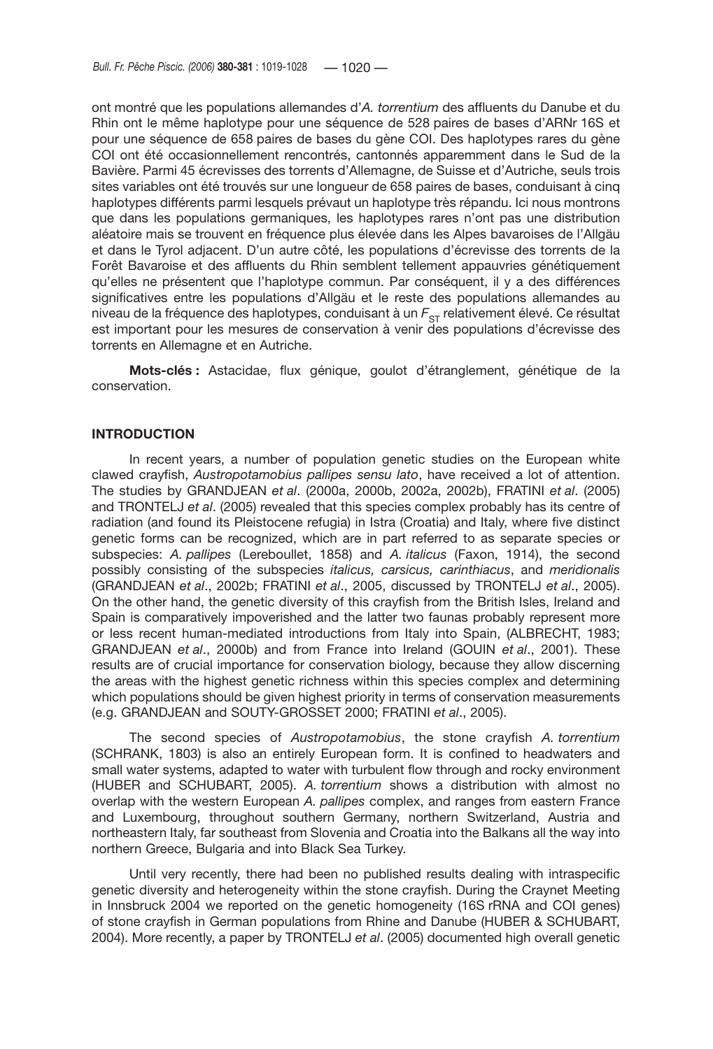ont montré que les populations allemandes d'*A. torrentium* des affluents du Danube et du Rhin ont le même haplotype pour une séquence de 528 paires de bases d'ARNr 16S et pour une séquence de 658 paires de bases du gène COI. Des haplotypes rares du gène COI ont été occasionnellement rencontrés, cantonnés apparemment dans le Sud de la Bavière. Parmi 45 écrevisses des torrents d'Allemagne, de Suisse et d'Autriche, seuls trois sites variables ont été trouvés sur une longueur de 658 paires de bases, conduisant à cinq haplotypes différents parmi lesquels prévaut un haplotype très répandu. Ici nous montrons que dans les populations germaniques, les haplotypes rares n'ont pas une distribution aléatoire mais se trouvent en fréquence plus élevée dans les Alpes bavaroises de l'Allgäu et dans le Tyrol adjacent. D'un autre côté, les populations d'écrevisse des torrents de la Forêt Bavaroise et des affluents du Rhin semblent tellement appauvries génétiquement qu'elles ne présentent que l'haplotype commun. Par conséquent, il y a des différences significatives entre les populations d'Allgäu et le reste des populations allemandes au niveau de la fréquence des haplotypes, conduisant à un $F_{ST}$ relativement élevé. Ce résultat est important pour les mesures de conservation à venir des populations d'écrevisse des torrents en Allemagne et en Autriche.

**Mots-clés :** Astacidae, flux génique, goulot d'étranglement, génétique de la conservation.

## INTRODUCTION

In recent years, a number of population genetic studies on the European white clawed crayfish, *Austropotamobius pallipes sensu lato*, have received a lot of attention. The studies by GRANDJEAN *et al*. (2000a, 2000b, 2002a, 2002b), FRATINI *et al*. (2005) and TRONTELJ *et al*. (2005) revealed that this species complex probably has its centre of radiation (and found its Pleistocene refugia) in Istra (Croatia) and Italy, where five distinct genetic forms can be recognized, which are in part referred to as separate species or subspecies: *A. pallipes* (Lereboullet, 1858) and *A. italicus* (Faxon, 1914), the second possibly consisting of the subspecies *italicus, carsicus, carinthiacus*, and *meridionalis* (GRANDJEAN *et al*., 2002b; FRATINI *et al*., 2005, discussed by TRONTELJ *et al*., 2005). On the other hand, the genetic diversity of this crayfish from the British Isles, Ireland and Spain is comparatively impoverished and the latter two faunas probably represent more or less recent human-mediated introductions from Italy into Spain, (ALBRECHT, 1983; GRANDJEAN *et al*., 2000b) and from France into Ireland (GOUIN *et al*., 2001). These results are of crucial importance for conservation biology, because they allow discerning the areas with the highest genetic richness within this species complex and determining which populations should be given highest priority in terms of conservation measurements (e.g. GRANDJEAN and SOUTY-GROSSET 2000; FRATINI *et al*., 2005).

The second species of *Austropotamobius*, the stone crayfish *A. torrentium* (SCHRANK, 1803) is also an entirely European form. It is confined to headwaters and small water systems, adapted to water with turbulent flow through and rocky environment (HUBER and SCHUBART, 2005). *A. torrentium* shows a distribution with almost no overlap with the western European *A. pallipes* complex, and ranges from eastern France and Luxembourg, throughout southern Germany, northern Switzerland, Austria and northeastern Italy, far southeast from Slovenia and Croatia into the Balkans all the way into northern Greece, Bulgaria and into Black Sea Turkey.

Until very recently, there had been no published results dealing with intraspecific genetic diversity and heterogeneity within the stone crayfish. During the Craynet Meeting in Innsbruck 2004 we reported on the genetic homogeneity (16S rRNA and COI genes) of stone crayfish in German populations from Rhine and Danube (HUBER & SCHUBART, 2004). More recently, a paper by TRONTELJ *et al*. (2005) documented high overall genetic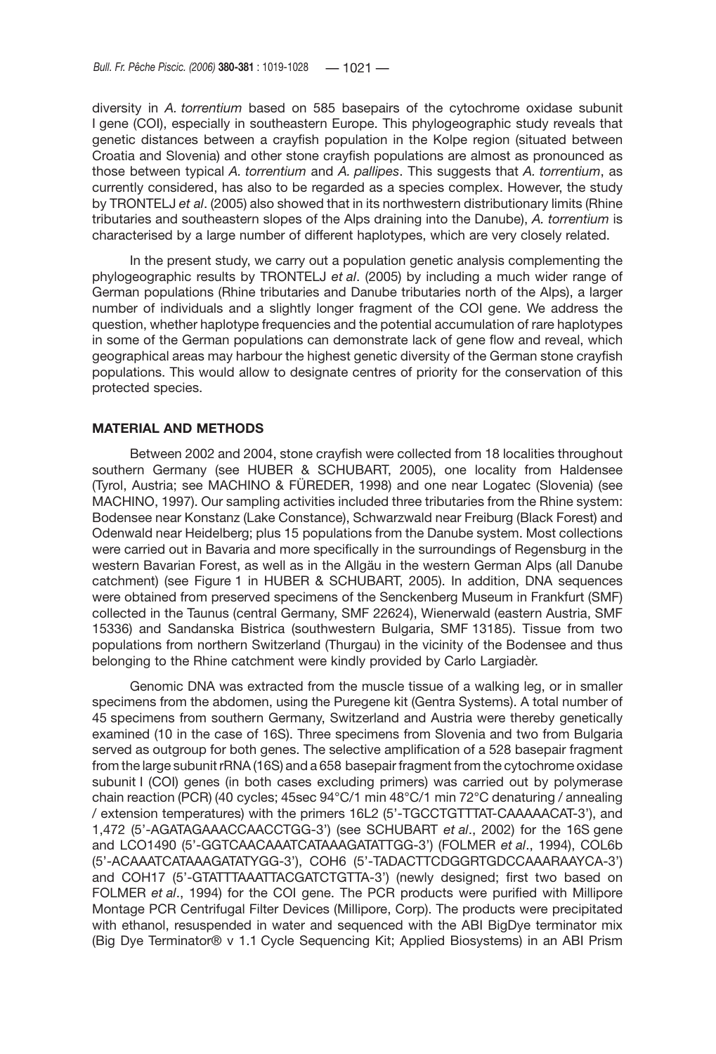diversity in *A. torrentium* based on 585 basepairs of the cytochrome oxidase subunit I gene (COI), especially in southeastern Europe. This phylogeographic study reveals that genetic distances between a crayfish population in the Kolpe region (situated between Croatia and Slovenia) and other stone crayfish populations are almost as pronounced as those between typical *A. torrentium* and *A. pallipes*. This suggests that *A. torrentium*, as currently considered, has also to be regarded as a species complex. However, the study by TRONTELJ *et al*. (2005) also showed that in its northwestern distributionary limits (Rhine tributaries and southeastern slopes of the Alps draining into the Danube), *A. torrentium* is characterised by a large number of different haplotypes, which are very closely related.

In the present study, we carry out a population genetic analysis complementing the phylogeographic results by TRONTELJ *et al*. (2005) by including a much wider range of German populations (Rhine tributaries and Danube tributaries north of the Alps), a larger number of individuals and a slightly longer fragment of the COI gene. We address the question, whether haplotype frequencies and the potential accumulation of rare haplotypes in some of the German populations can demonstrate lack of gene flow and reveal, which geographical areas may harbour the highest genetic diversity of the German stone crayfish populations. This would allow to designate centres of priority for the conservation of this protected species.

## MATERIAL AND METHODS

Between 2002 and 2004, stone crayfish were collected from 18 localities throughout southern Germany (see HUBER & SCHUBART, 2005), one locality from Haldensee (Tyrol, Austria; see MACHINO & FÜREDER, 1998) and one near Logatec (Slovenia) (see MACHINO, 1997). Our sampling activities included three tributaries from the Rhine system: Bodensee near Konstanz (Lake Constance), Schwarzwald near Freiburg (Black Forest) and Odenwald near Heidelberg; plus 15 populations from the Danube system. Most collections were carried out in Bavaria and more specifically in the surroundings of Regensburg in the western Bavarian Forest, as well as in the Allgäu in the western German Alps (all Danube catchment) (see Figure 1 in HUBER & SCHUBART, 2005). In addition, DNA sequences were obtained from preserved specimens of the Senckenberg Museum in Frankfurt (SMF) collected in the Taunus (central Germany, SMF 22624), Wienerwald (eastern Austria, SMF 15336) and Sandanska Bistrica (southwestern Bulgaria, SMF 13185). Tissue from two populations from northern Switzerland (Thurgau) in the vicinity of the Bodensee and thus belonging to the Rhine catchment were kindly provided by Carlo Largiadèr.

Genomic DNA was extracted from the muscle tissue of a walking leg, or in smaller specimens from the abdomen, using the Puregene kit (Gentra Systems). A total number of 45 specimens from southern Germany, Switzerland and Austria were thereby genetically examined (10 in the case of 16S). Three specimens from Slovenia and two from Bulgaria served as outgroup for both genes. The selective amplification of a 528 basepair fragment from the large subunit rRNA (16S) and a 658 basepair fragment from the cytochrome oxidase subunit I (COI) genes (in both cases excluding primers) was carried out by polymerase chain reaction (PCR) (40 cycles; 45sec 94°C/1 min 48°C/1 min 72°C denaturing / annealing / extension temperatures) with the primers 16L2 (5'-TGCCTGTTTAT-CAAAAACAT-3'), and 1,472 (5'-AGATAGAAACCAACCTGG-3') (see SCHUBART *et al*., 2002) for the 16S gene and LCO1490 (5'-GGTCAACAAATCATAAAGATATTGG-3') (FOLMER *et al*., 1994), COL6b (5'-ACAAATCATAAAGATATYGG-3'), COH6 (5'-TADACTTCDGGRTGDCCAAARAAYCA-3') and COH17 (5'-GTATTTAAATTACGATCTGTTA-3') (newly designed; first two based on FOLMER *et al*., 1994) for the COI gene. The PCR products were purified with Millipore Montage PCR Centrifugal Filter Devices (Millipore, Corp). The products were precipitated with ethanol, resuspended in water and sequenced with the ABI BigDye terminator mix (Big Dye Terminator® v 1.1 Cycle Sequencing Kit; Applied Biosystems) in an ABI Prism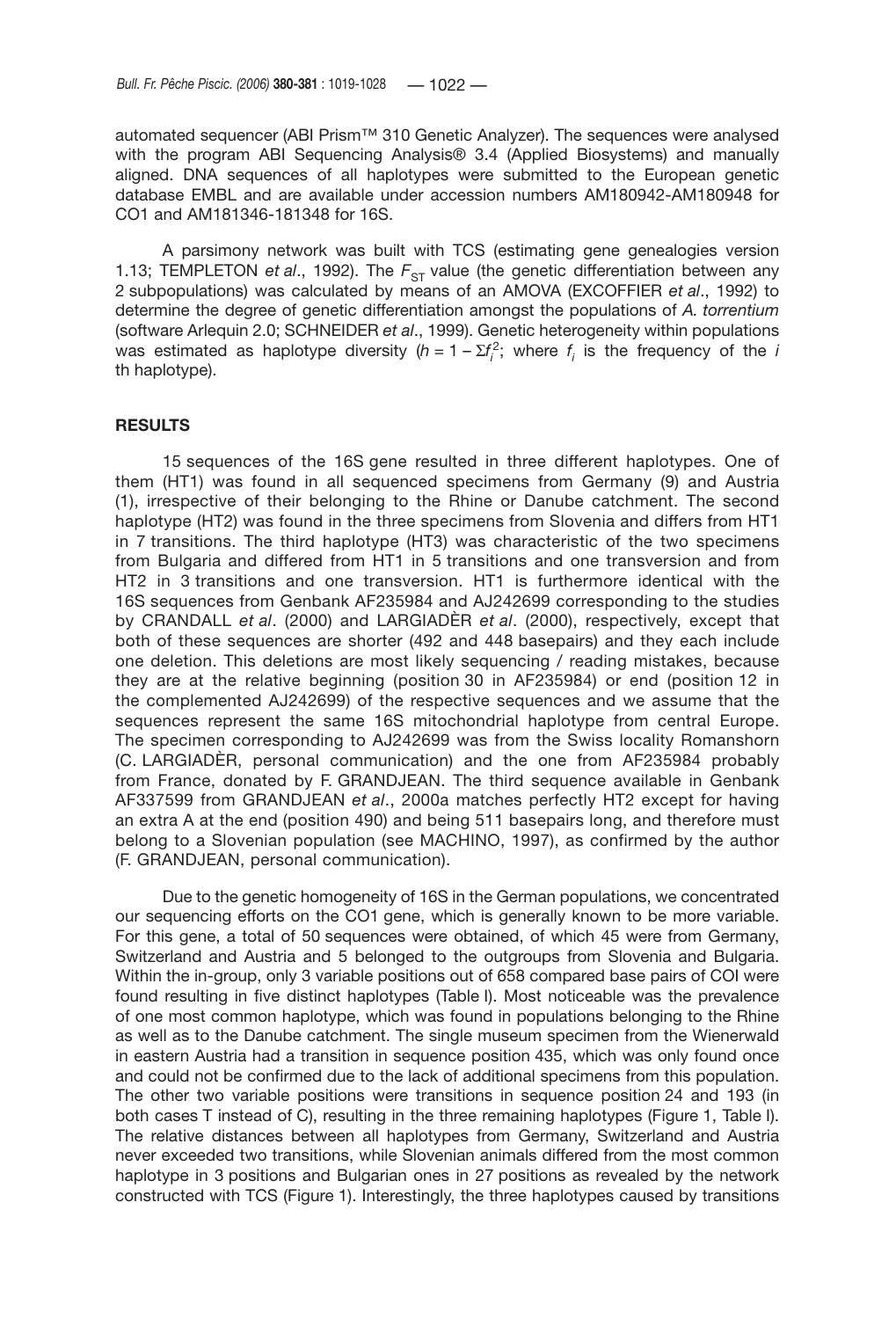automated sequencer (ABI Prism™ 310 Genetic Analyzer). The sequences were analysed with the program ABI Sequencing Analysis® 3.4 (Applied Biosystems) and manually aligned. DNA sequences of all haplotypes were submitted to the European genetic database EMBL and are available under accession numbers AM180942-AM180948 for CO1 and AM181346-181348 for 16S.

A parsimony network was built with TCS (estimating gene genealogies version 1.13; TEMPLETON *et al*., 1992). The $F_{ST}$ value (the genetic differentiation between any 2 subpopulations) was calculated by means of an AMOVA (EXCOFFIER *et al*., 1992) to determine the degree of genetic differentiation amongst the populations of *A. torrentium* (software Arlequin 2.0; SCHNEIDER *et al*., 1999). Genetic heterogeneity within populations was estimated as haplotype diversity ($h = 1 - \Sigma f_i^2$; where $f_i$ is the frequency of the *i* th haplotype).

## RESULTS

15 sequences of the 16S gene resulted in three different haplotypes. One of them (HT1) was found in all sequenced specimens from Germany (9) and Austria (1), irrespective of their belonging to the Rhine or Danube catchment. The second haplotype (HT2) was found in the three specimens from Slovenia and differs from HT1 in 7 transitions. The third haplotype (HT3) was characteristic of the two specimens from Bulgaria and differed from HT1 in 5 transitions and one transversion and from HT2 in 3 transitions and one transversion. HT1 is furthermore identical with the 16S sequences from Genbank AF235984 and AJ242699 corresponding to the studies by CRANDALL *et al*. (2000) and LARGIADÈR *et al*. (2000), respectively, except that both of these sequences are shorter (492 and 448 basepairs) and they each include one deletion. This deletions are most likely sequencing / reading mistakes, because they are at the relative beginning (position 30 in AF235984) or end (position 12 in the complemented AJ242699) of the respective sequences and we assume that the sequences represent the same 16S mitochondrial haplotype from central Europe. The specimen corresponding to AJ242699 was from the Swiss locality Romanshorn (C. LARGIADÈR, personal communication) and the one from AF235984 probably from France, donated by F. GRANDJEAN. The third sequence available in Genbank AF337599 from GRANDJEAN *et al*., 2000a matches perfectly HT2 except for having an extra A at the end (position 490) and being 511 basepairs long, and therefore must belong to a Slovenian population (see MACHINO, 1997), as confirmed by the author (F. GRANDJEAN, personal communication).

Due to the genetic homogeneity of 16S in the German populations, we concentrated our sequencing efforts on the CO1 gene, which is generally known to be more variable. For this gene, a total of 50 sequences were obtained, of which 45 were from Germany, Switzerland and Austria and 5 belonged to the outgroups from Slovenia and Bulgaria. Within the in-group, only 3 variable positions out of 658 compared base pairs of COI were found resulting in five distinct haplotypes (Table I). Most noticeable was the prevalence of one most common haplotype, which was found in populations belonging to the Rhine as well as to the Danube catchment. The single museum specimen from the Wienerwald in eastern Austria had a transition in sequence position 435, which was only found once and could not be confirmed due to the lack of additional specimens from this population. The other two variable positions were transitions in sequence position 24 and 193 (in both cases T instead of C), resulting in the three remaining haplotypes (Figure 1, Table I). The relative distances between all haplotypes from Germany, Switzerland and Austria never exceeded two transitions, while Slovenian animals differed from the most common haplotype in 3 positions and Bulgarian ones in 27 positions as revealed by the network constructed with TCS (Figure 1). Interestingly, the three haplotypes caused by transitions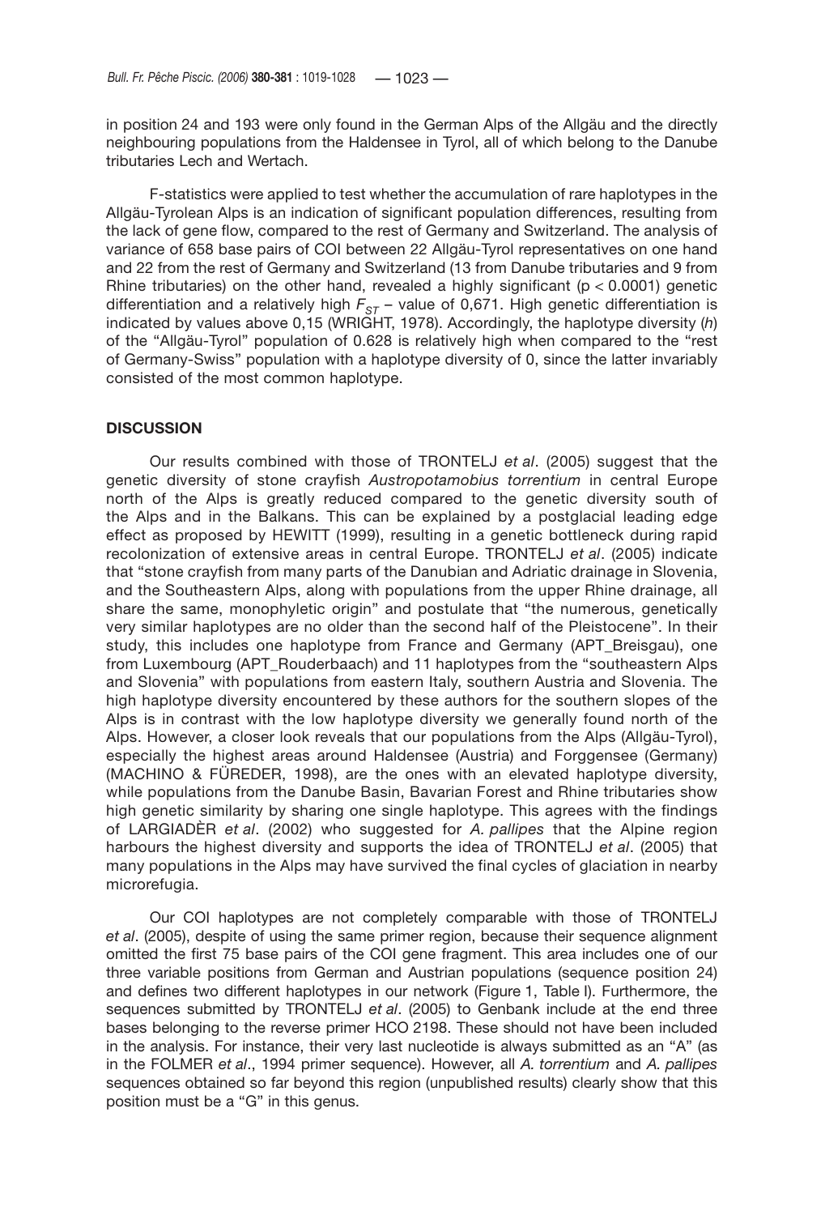in position 24 and 193 were only found in the German Alps of the Allgäu and the directly neighbouring populations from the Haldensee in Tyrol, all of which belong to the Danube tributaries Lech and Wertach.

F-statistics were applied to test whether the accumulation of rare haplotypes in the Allgäu-Tyrolean Alps is an indication of significant population differences, resulting from the lack of gene flow, compared to the rest of Germany and Switzerland. The analysis of variance of 658 base pairs of COI between 22 Allgäu-Tyrol representatives on one hand and 22 from the rest of Germany and Switzerland (13 from Danube tributaries and 9 from Rhine tributaries) on the other hand, revealed a highly significant ($p < 0.0001$) genetic differentiation and a relatively high $F_{ST}$ – value of 0,671. High genetic differentiation is indicated by values above 0,15 (WRIGHT, 1978). Accordingly, the haplotype diversity ($h$) of the "Allgäu-Tyrol" population of 0.628 is relatively high when compared to the "rest of Germany-Swiss" population with a haplotype diversity of 0, since the latter invariably consisted of the most common haplotype.

## DISCUSSION

Our results combined with those of TRONTELJ *et al*. (2005) suggest that the genetic diversity of stone crayfish *Austropotamobius torrentium* in central Europe north of the Alps is greatly reduced compared to the genetic diversity south of the Alps and in the Balkans. This can be explained by a postglacial leading edge effect as proposed by HEWITT (1999), resulting in a genetic bottleneck during rapid recolonization of extensive areas in central Europe. TRONTELJ *et al*. (2005) indicate that "stone crayfish from many parts of the Danubian and Adriatic drainage in Slovenia, and the Southeastern Alps, along with populations from the upper Rhine drainage, all share the same, monophyletic origin" and postulate that "the numerous, genetically very similar haplotypes are no older than the second half of the Pleistocene". In their study, this includes one haplotype from France and Germany (APT_Breisgau), one from Luxembourg (APT_Rouderbaach) and 11 haplotypes from the "southeastern Alps and Slovenia" with populations from eastern Italy, southern Austria and Slovenia. The high haplotype diversity encountered by these authors for the southern slopes of the Alps is in contrast with the low haplotype diversity we generally found north of the Alps. However, a closer look reveals that our populations from the Alps (Allgäu-Tyrol), especially the highest areas around Haldensee (Austria) and Forggensee (Germany) (MACHINO & FÜREDER, 1998), are the ones with an elevated haplotype diversity, while populations from the Danube Basin, Bavarian Forest and Rhine tributaries show high genetic similarity by sharing one single haplotype. This agrees with the findings of LARGIADÈR *et al*. (2002) who suggested for *A. pallipes* that the Alpine region harbours the highest diversity and supports the idea of TRONTELJ *et al*. (2005) that many populations in the Alps may have survived the final cycles of glaciation in nearby microrefugia.

Our COI haplotypes are not completely comparable with those of TRONTELJ *et al*. (2005), despite of using the same primer region, because their sequence alignment omitted the first 75 base pairs of the COI gene fragment. This area includes one of our three variable positions from German and Austrian populations (sequence position 24) and defines two different haplotypes in our network (Figure 1, Table I). Furthermore, the sequences submitted by TRONTELJ *et al*. (2005) to Genbank include at the end three bases belonging to the reverse primer HCO 2198. These should not have been included in the analysis. For instance, their very last nucleotide is always submitted as an "A" (as in the FOLMER *et al*., 1994 primer sequence). However, all *A. torrentium* and *A. pallipes* sequences obtained so far beyond this region (unpublished results) clearly show that this position must be a "G" in this genus.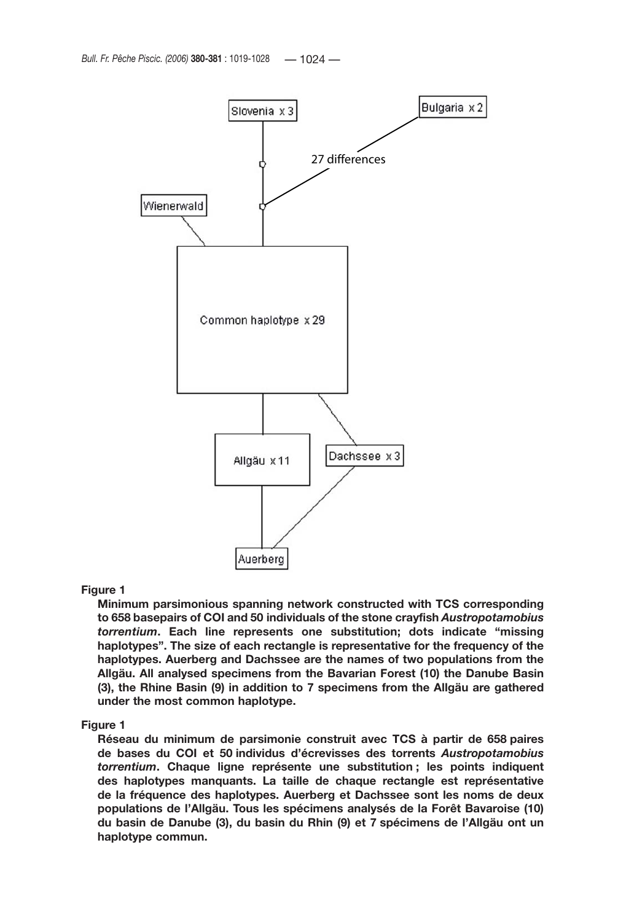Slovenia x 3

Bulgaria x 2

27 differences

Wienerwald

Common haplotype x 29

Allgäu x 11

Dachssee x 3

Auerberg

**Figure 1**

**Minimum parsimonious spanning network constructed with TCS corresponding to 658 basepairs of COI and 50 individuals of the stone crayfish *Austropotamobius torrentium*. Each line represents one substitution; dots indicate "missing haplotypes". The size of each rectangle is representative for the frequency of the haplotypes. Auerberg and Dachssee are the names of two populations from the Allgäu. All analysed specimens from the Bavarian Forest (10) the Danube Basin (3), the Rhine Basin (9) in addition to 7 specimens from the Allgäu are gathered under the most common haplotype.**

**Figure 1**

**Réseau du minimum de parsimonie construit avec TCS à partir de 658 paires de bases du COI et 50 individus d'écrevisses des torrents *Austropotamobius torrentium*. Chaque ligne représente une substitution ; les points indiquent des haplotypes manquants. La taille de chaque rectangle est représentative de la fréquence des haplotypes. Auerberg et Dachssee sont les noms de deux populations de l'Allgäu. Tous les spécimens analysés de la Forêt Bavaroise (10) du basin de Danube (3), du basin du Rhin (9) et 7 spécimens de l'Allgäu ont un haplotype commun.**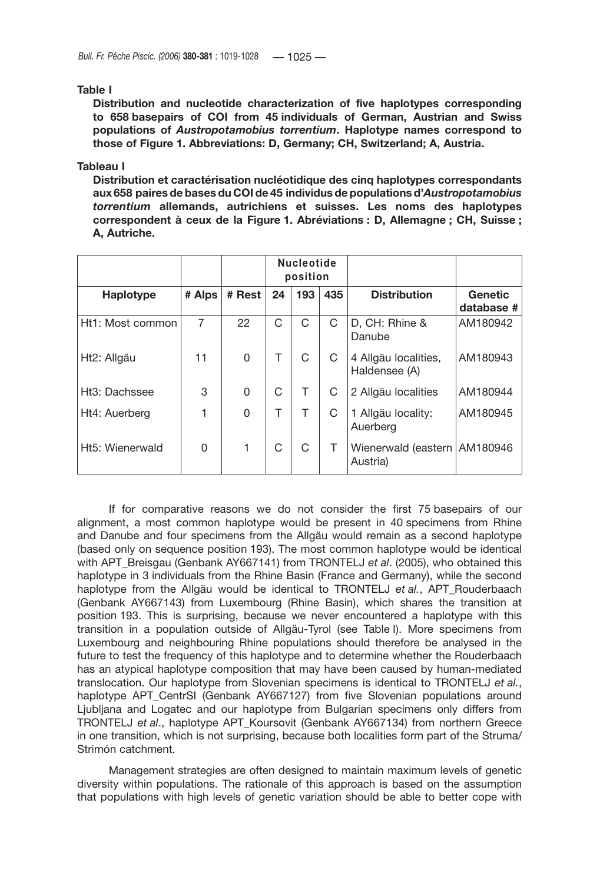**Table I**

**Distribution and nucleotide characterization of five haplotypes corresponding to 658 basepairs of COI from 45 individuals of German, Austrian and Swiss populations of *Austropotamobius torrentium*. Haplotype names correspond to those of Figure 1. Abbreviations: D, Germany; CH, Switzerland; A, Austria.**

**Tableau I**

**Distribution et caractérisation nucléotidique des cinq haplotypes correspondants aux 658 paires de bases du COI de 45 individus de populations d'*Austropotamobius torrentium* allemands, autrichiens et suisses. Les noms des haplotypes correspondent à ceux de la Figure 1. Abréviations : D, Allemagne ; CH, Suisse ; A, Autriche.**

| | | | Nucleotide position | | | | |
|---|---|---|---|---|---|---|---|
| **Haplotype** | **# Alps** | **# Rest** | **24** | **193** | **435** | **Distribution** | **Genetic database #** |
| Ht1: Most common | 7 | 22 | C | C | C | D, CH: Rhine & Danube | AM180942 |
| Ht2: Allgäu | 11 | 0 | T | C | C | 4 Allgäu localities, Haldensee (A) | AM180943 |
| Ht3: Dachssee | 3 | 0 | C | T | C | 2 Allgäu localities | AM180944 |
| Ht4: Auerberg | 1 | 0 | T | T | C | 1 Allgäu locality: Auerberg | AM180945 |
| Ht5: Wienerwald | 0 | 1 | C | C | T | Wienerwald (eastern Austria) | AM180946 |

If for comparative reasons we do not consider the first 75 basepairs of our alignment, a most common haplotype would be present in 40 specimens from Rhine and Danube and four specimens from the Allgäu would remain as a second haplotype (based only on sequence position 193). The most common haplotype would be identical with APT_Breisgau (Genbank AY667141) from TRONTELJ *et al*. (2005), who obtained this haplotype in 3 individuals from the Rhine Basin (France and Germany), while the second haplotype from the Allgäu would be identical to TRONTELJ *et al.*, APT_Rouderbaach (Genbank AY667143) from Luxembourg (Rhine Basin), which shares the transition at position 193. This is surprising, because we never encountered a haplotype with this transition in a population outside of Allgäu-Tyrol (see Table I). More specimens from Luxembourg and neighbouring Rhine populations should therefore be analysed in the future to test the frequency of this haplotype and to determine whether the Rouderbaach has an atypical haplotype composition that may have been caused by human-mediated translocation. Our haplotype from Slovenian specimens is identical to TRONTELJ *et al.*, haplotype APT_CentrSl (Genbank AY667127) from five Slovenian populations around Ljubljana and Logatec and our haplotype from Bulgarian specimens only differs from TRONTELJ *et al*., haplotype APT_Koursovit (Genbank AY667134) from northern Greece in one transition, which is not surprising, because both localities form part of the Struma/Strimón catchment.

Management strategies are often designed to maintain maximum levels of genetic diversity within populations. The rationale of this approach is based on the assumption that populations with high levels of genetic variation should be able to better cope with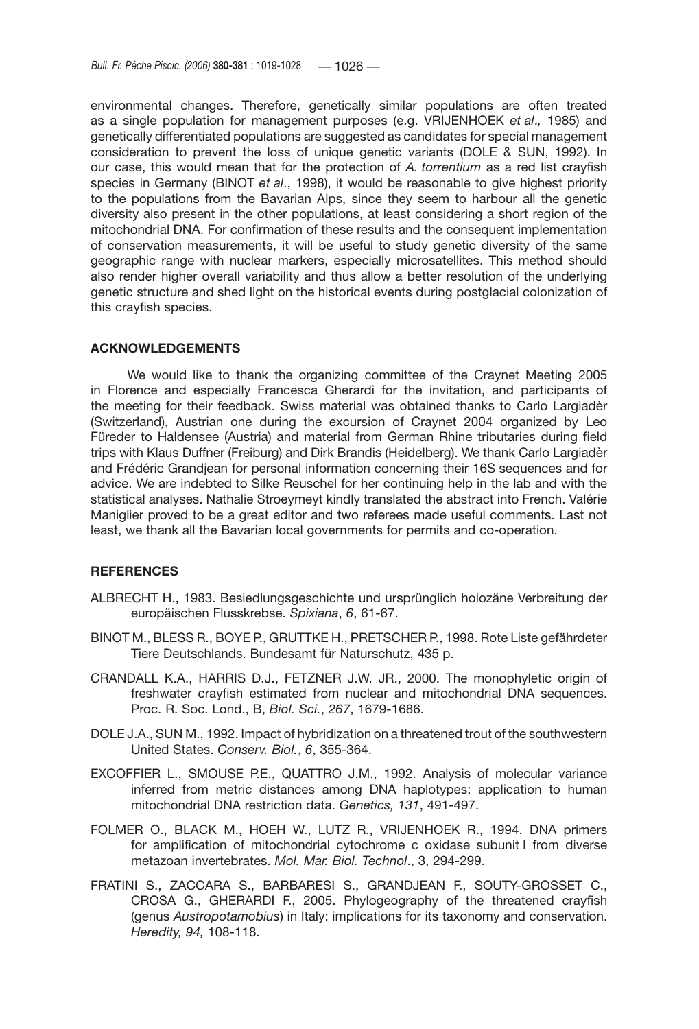environmental changes. Therefore, genetically similar populations are often treated as a single population for management purposes (e.g. VRIJENHOEK *et al*., 1985) and genetically differentiated populations are suggested as candidates for special management consideration to prevent the loss of unique genetic variants (DOLE & SUN, 1992). In our case, this would mean that for the protection of *A. torrentium* as a red list crayfish species in Germany (BINOT *et al*., 1998), it would be reasonable to give highest priority to the populations from the Bavarian Alps, since they seem to harbour all the genetic diversity also present in the other populations, at least considering a short region of the mitochondrial DNA. For confirmation of these results and the consequent implementation of conservation measurements, it will be useful to study genetic diversity of the same geographic range with nuclear markers, especially microsatellites. This method should also render higher overall variability and thus allow a better resolution of the underlying genetic structure and shed light on the historical events during postglacial colonization of this crayfish species.

## ACKNOWLEDGEMENTS

We would like to thank the organizing committee of the Craynet Meeting 2005 in Florence and especially Francesca Gherardi for the invitation, and participants of the meeting for their feedback. Swiss material was obtained thanks to Carlo Largiadèr (Switzerland), Austrian one during the excursion of Craynet 2004 organized by Leo Füreder to Haldensee (Austria) and material from German Rhine tributaries during field trips with Klaus Duffner (Freiburg) and Dirk Brandis (Heidelberg). We thank Carlo Largiadèr and Frédéric Grandjean for personal information concerning their 16S sequences and for advice. We are indebted to Silke Reuschel for her continuing help in the lab and with the statistical analyses. Nathalie Stroeymeyt kindly translated the abstract into French. Valérie Maniglier proved to be a great editor and two referees made useful comments. Last not least, we thank all the Bavarian local governments for permits and co-operation.

## REFERENCES

ALBRECHT H., 1983. Besiedlungsgeschichte und ursprünglich holozäne Verbreitung der europäischen Flusskrebse. *Spixiana*, *6*, 61-67.

BINOT M., BLESS R., BOYE P., GRUTTKE H., PRETSCHER P., 1998. Rote Liste gefährdeter Tiere Deutschlands. Bundesamt für Naturschutz, 435 p.

CRANDALL K.A., HARRIS D.J., FETZNER J.W. JR., 2000. The monophyletic origin of freshwater crayfish estimated from nuclear and mitochondrial DNA sequences. Proc. R. Soc. Lond., B, *Biol. Sci.*, *267*, 1679-1686.

DOLE J.A., SUN M., 1992. Impact of hybridization on a threatened trout of the southwestern United States. *Conserv. Biol.*, *6*, 355-364.

EXCOFFIER L., SMOUSE P.E., QUATTRO J.M., 1992. Analysis of molecular variance inferred from metric distances among DNA haplotypes: application to human mitochondrial DNA restriction data. *Genetics, 131*, 491-497.

FOLMER O., BLACK M., HOEH W., LUTZ R., VRIJENHOEK R., 1994. DNA primers for amplification of mitochondrial cytochrome c oxidase subunit I from diverse metazoan invertebrates. *Mol. Mar. Biol. Technol*., 3, 294-299.

FRATINI S., ZACCARA S., BARBARESI S., GRANDJEAN F., SOUTY-GROSSET C., CROSA G., GHERARDI F., 2005. Phylogeography of the threatened crayfish (genus *Austropotamobius*) in Italy: implications for its taxonomy and conservation. *Heredity, 94,* 108-118.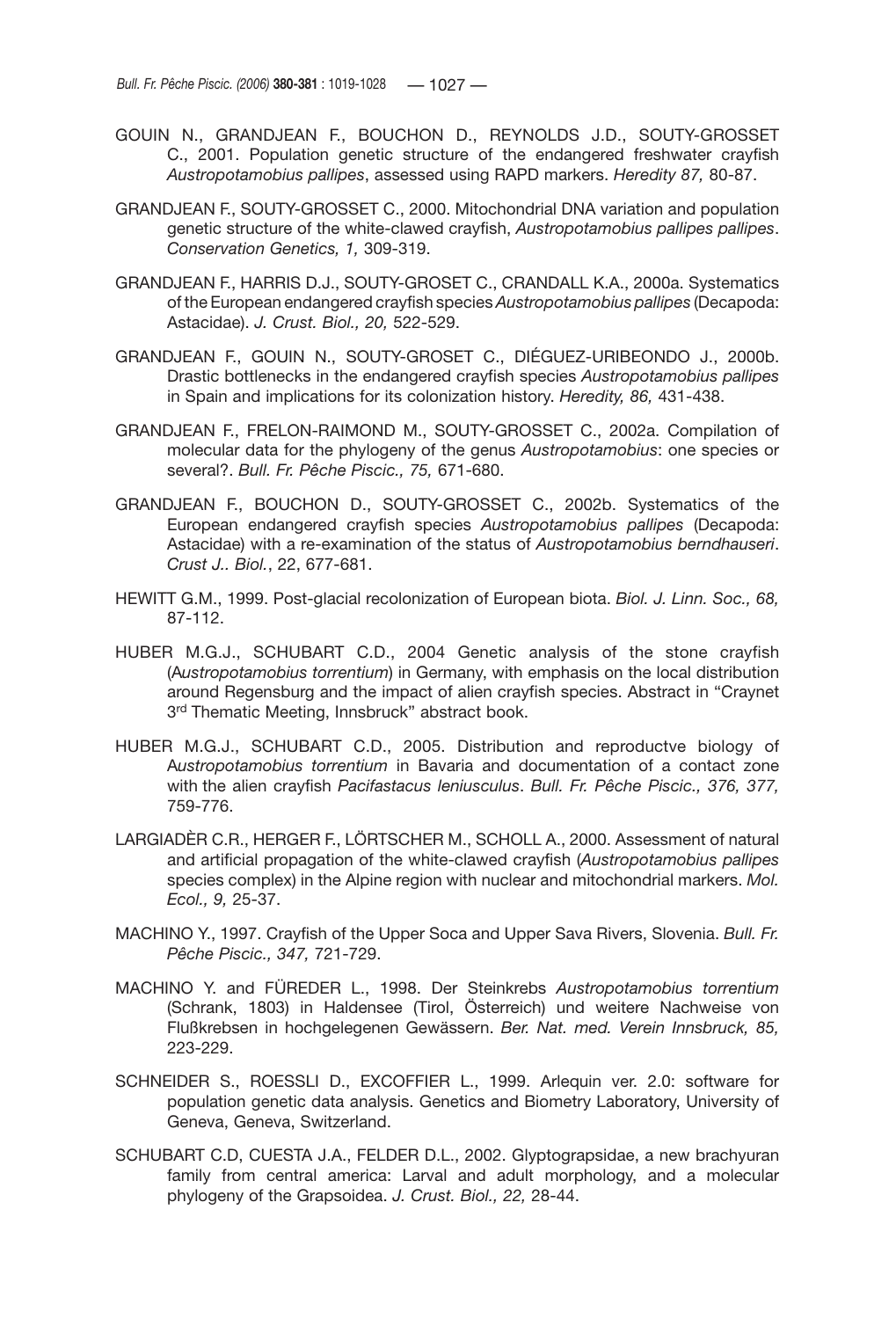GOUIN N., GRANDJEAN F., BOUCHON D., REYNOLDS J.D., SOUTY-GROSSET C., 2001. Population genetic structure of the endangered freshwater crayfish *Austropotamobius pallipes*, assessed using RAPD markers. *Heredity 87,* 80-87.

GRANDJEAN F., SOUTY-GROSSET C., 2000. Mitochondrial DNA variation and population genetic structure of the white-clawed crayfish, *Austropotamobius pallipes pallipes*. *Conservation Genetics, 1,* 309-319.

GRANDJEAN F., HARRIS D.J., SOUTY-GROSET C., CRANDALL K.A., 2000a. Systematics of the European endangered crayfish species *Austropotamobius pallipes* (Decapoda: Astacidae). *J. Crust. Biol., 20,* 522-529.

GRANDJEAN F., GOUIN N., SOUTY-GROSET C., DIÉGUEZ-URIBEONDO J., 2000b. Drastic bottlenecks in the endangered crayfish species *Austropotamobius pallipes* in Spain and implications for its colonization history. *Heredity, 86,* 431-438.

GRANDJEAN F., FRELON-RAIMOND M., SOUTY-GROSSET C., 2002a. Compilation of molecular data for the phylogeny of the genus *Austropotamobius*: one species or several?. *Bull. Fr. Pêche Piscic., 75,* 671-680.

GRANDJEAN F., BOUCHON D., SOUTY-GROSSET C., 2002b. Systematics of the European endangered crayfish species *Austropotamobius pallipes* (Decapoda: Astacidae) with a re-examination of the status of *Austropotamobius berndhauseri*. *Crust J.. Biol.*, 22, 677-681.

HEWITT G.M., 1999. Post-glacial recolonization of European biota. *Biol. J. Linn. Soc., 68,* 87-112.

HUBER M.G.J., SCHUBART C.D., 2004 Genetic analysis of the stone crayfish (A*ustropotamobius torrentium*) in Germany, with emphasis on the local distribution around Regensburg and the impact of alien crayfish species. Abstract in "Craynet 3rd Thematic Meeting, Innsbruck" abstract book.

HUBER M.G.J., SCHUBART C.D., 2005. Distribution and reproductve biology of A*ustropotamobius torrentium* in Bavaria and documentation of a contact zone with the alien crayfish *Pacifastacus leniusculus*. *Bull. Fr. Pêche Piscic., 376, 377,* 759-776.

LARGIADÈR C.R., HERGER F., LÖRTSCHER M., SCHOLL A., 2000. Assessment of natural and artificial propagation of the white-clawed crayfish (*Austropotamobius pallipes* species complex) in the Alpine region with nuclear and mitochondrial markers. *Mol. Ecol., 9,* 25-37.

MACHINO Y., 1997. Crayfish of the Upper Soca and Upper Sava Rivers, Slovenia. *Bull. Fr. Pêche Piscic., 347,* 721-729.

MACHINO Y. and FÜREDER L., 1998. Der Steinkrebs *Austropotamobius torrentium* (Schrank, 1803) in Haldensee (Tirol, Österreich) und weitere Nachweise von Flußkrebsen in hochgelegenen Gewässern. *Ber. Nat. med. Verein Innsbruck, 85,* 223-229.

SCHNEIDER S., ROESSLI D., EXCOFFIER L., 1999. Arlequin ver. 2.0: software for population genetic data analysis. Genetics and Biometry Laboratory, University of Geneva, Geneva, Switzerland.

SCHUBART C.D, CUESTA J.A., FELDER D.L., 2002. Glyptograpsidae, a new brachyuran family from central america: Larval and adult morphology, and a molecular phylogeny of the Grapsoidea. *J. Crust. Biol., 22,* 28-44.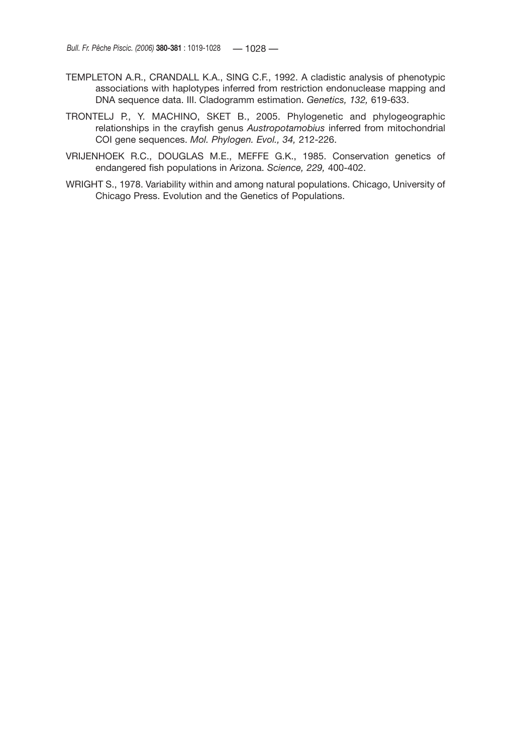TEMPLETON A.R., CRANDALL K.A., SING C.F., 1992. A cladistic analysis of phenotypic associations with haplotypes inferred from restriction endonuclease mapping and DNA sequence data. III. Cladogramm estimation. *Genetics, 132,* 619-633.

TRONTELJ P., Y. MACHINO, SKET B., 2005. Phylogenetic and phylogeographic relationships in the crayfish genus *Austropotamobius* inferred from mitochondrial COI gene sequences. *Mol. Phylogen. Evol., 34,* 212-226.

VRIJENHOEK R.C., DOUGLAS M.E., MEFFE G.K., 1985. Conservation genetics of endangered fish populations in Arizona. *Science, 229,* 400-402.

WRIGHT S., 1978. Variability within and among natural populations. Chicago, University of Chicago Press. Evolution and the Genetics of Populations.